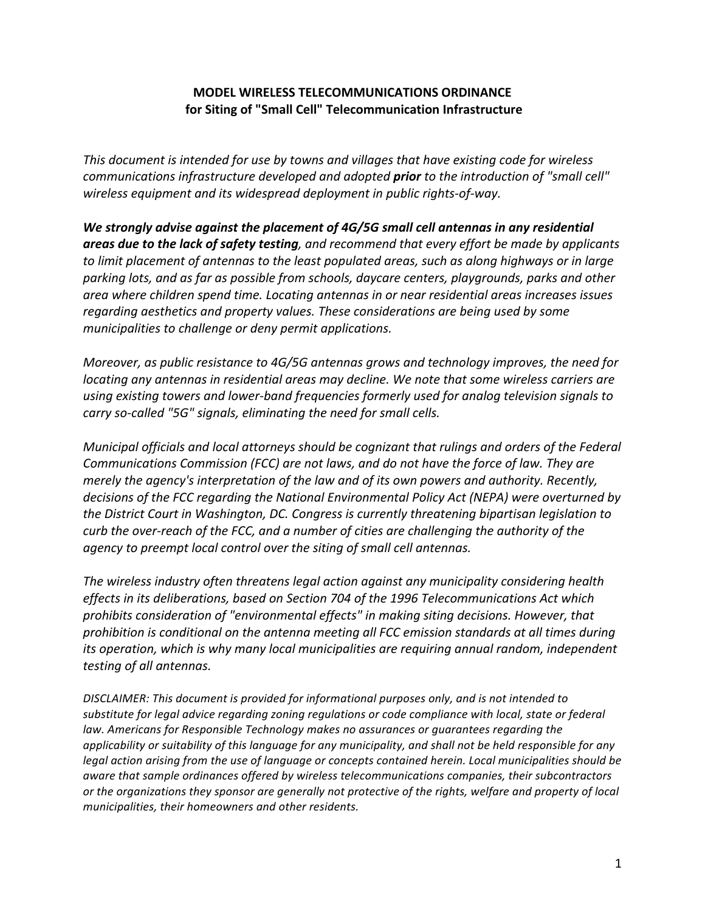# MODEL WIRELESS TELECOMMUNICATIONS ORDINANCE
## for Siting of "Small Cell" Telecommunication Infrastructure

*This document is intended for use by towns and villages that have existing code for wireless communications infrastructure developed and adopted **prior** to the introduction of "small cell" wireless equipment and its widespread deployment in public rights-of-way.*

***We strongly advise against the placement of 4G/5G small cell antennas in any residential areas due to the lack of safety testing**, and recommend that every effort be made by applicants to limit placement of antennas to the least populated areas, such as along highways or in large parking lots, and as far as possible from schools, daycare centers, playgrounds, parks and other area where children spend time. Locating antennas in or near residential areas increases issues regarding aesthetics and property values. These considerations are being used by some municipalities to challenge or deny permit applications.*

*Moreover, as public resistance to 4G/5G antennas grows and technology improves, the need for locating any antennas in residential areas may decline. We note that some wireless carriers are using existing towers and lower-band frequencies formerly used for analog television signals to carry so-called "5G" signals, eliminating the need for small cells.*

*Municipal officials and local attorneys should be cognizant that rulings and orders of the Federal Communications Commission (FCC) are not laws, and do not have the force of law. They are merely the agency's interpretation of the law and of its own powers and authority. Recently, decisions of the FCC regarding the National Environmental Policy Act (NEPA) were overturned by the District Court in Washington, DC. Congress is currently threatening bipartisan legislation to curb the over-reach of the FCC, and a number of cities are challenging the authority of the agency to preempt local control over the siting of small cell antennas.*

*The wireless industry often threatens legal action against any municipality considering health effects in its deliberations, based on Section 704 of the 1996 Telecommunications Act which prohibits consideration of "environmental effects" in making siting decisions. However, that prohibition is conditional on the antenna meeting all FCC emission standards at all times during its operation, which is why many local municipalities are requiring annual random, independent testing of all antennas.*

*DISCLAIMER: This document is provided for informational purposes only, and is not intended to substitute for legal advice regarding zoning regulations or code compliance with local, state or federal law. Americans for Responsible Technology makes no assurances or guarantees regarding the applicability or suitability of this language for any municipality, and shall not be held responsible for any legal action arising from the use of language or concepts contained herein. Local municipalities should be aware that sample ordinances offered by wireless telecommunications companies, their subcontractors or the organizations they sponsor are generally not protective of the rights, welfare and property of local municipalities, their homeowners and other residents.*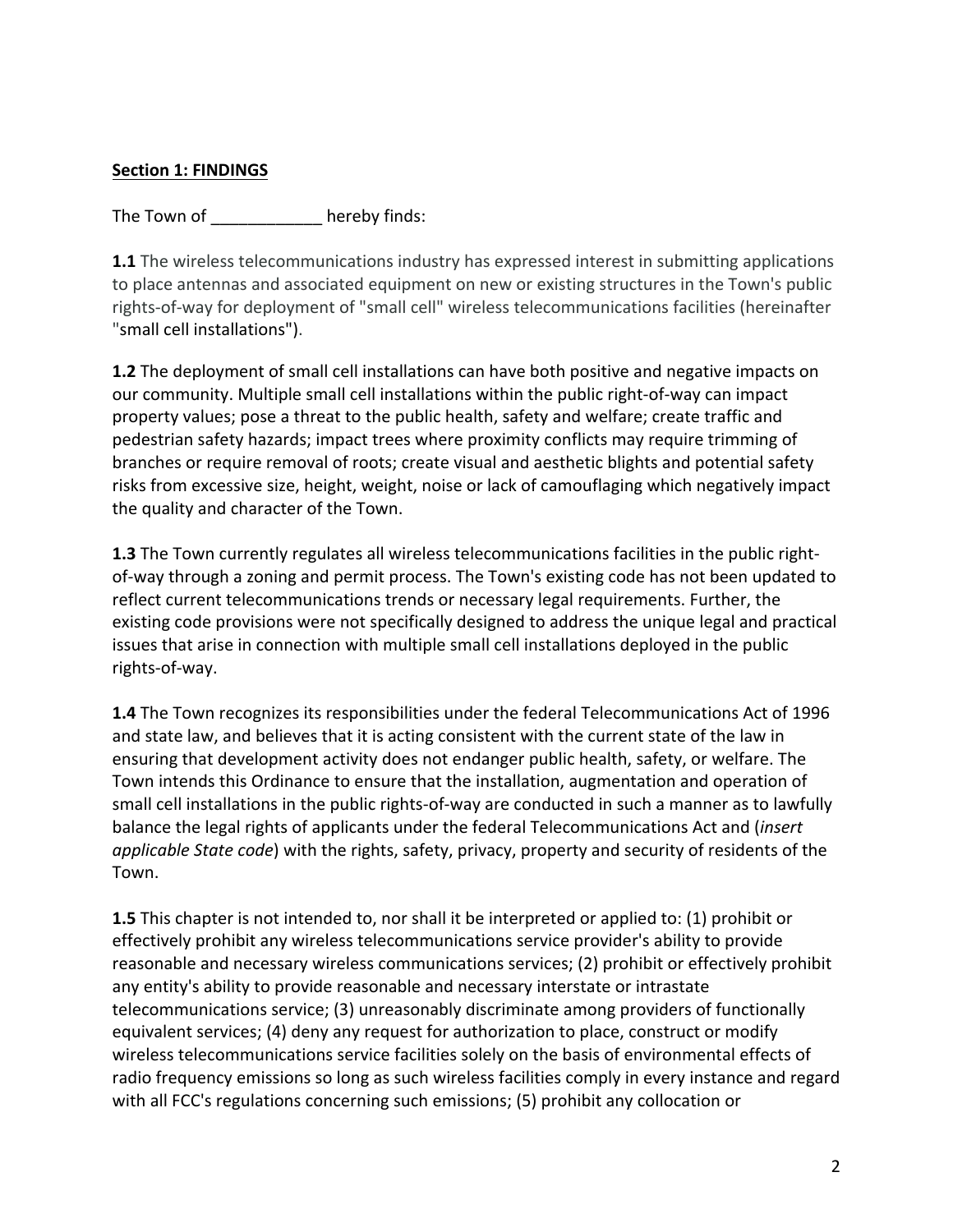**<u>Section 1: FINDINGS</u>**

The Town of ____________ hereby finds:

**1.1** The wireless telecommunications industry has expressed interest in submitting applications to place antennas and associated equipment on new or existing structures in the Town's public rights-of-way for deployment of "small cell" wireless telecommunications facilities (hereinafter "small cell installations").

**1.2** The deployment of small cell installations can have both positive and negative impacts on our community. Multiple small cell installations within the public right-of-way can impact property values; pose a threat to the public health, safety and welfare; create traffic and pedestrian safety hazards; impact trees where proximity conflicts may require trimming of branches or require removal of roots; create visual and aesthetic blights and potential safety risks from excessive size, height, weight, noise or lack of camouflaging which negatively impact the quality and character of the Town.

**1.3** The Town currently regulates all wireless telecommunications facilities in the public right-of-way through a zoning and permit process. The Town's existing code has not been updated to reflect current telecommunications trends or necessary legal requirements. Further, the existing code provisions were not specifically designed to address the unique legal and practical issues that arise in connection with multiple small cell installations deployed in the public rights-of-way.

**1.4** The Town recognizes its responsibilities under the federal Telecommunications Act of 1996 and state law, and believes that it is acting consistent with the current state of the law in ensuring that development activity does not endanger public health, safety, or welfare. The Town intends this Ordinance to ensure that the installation, augmentation and operation of small cell installations in the public rights-of-way are conducted in such a manner as to lawfully balance the legal rights of applicants under the federal Telecommunications Act and (*insert applicable State code*) with the rights, safety, privacy, property and security of residents of the Town.

**1.5** This chapter is not intended to, nor shall it be interpreted or applied to: (1) prohibit or effectively prohibit any wireless telecommunications service provider's ability to provide reasonable and necessary wireless communications services; (2) prohibit or effectively prohibit any entity's ability to provide reasonable and necessary interstate or intrastate telecommunications service; (3) unreasonably discriminate among providers of functionally equivalent services; (4) deny any request for authorization to place, construct or modify wireless telecommunications service facilities solely on the basis of environmental effects of radio frequency emissions so long as such wireless facilities comply in every instance and regard with all FCC's regulations concerning such emissions; (5) prohibit any collocation or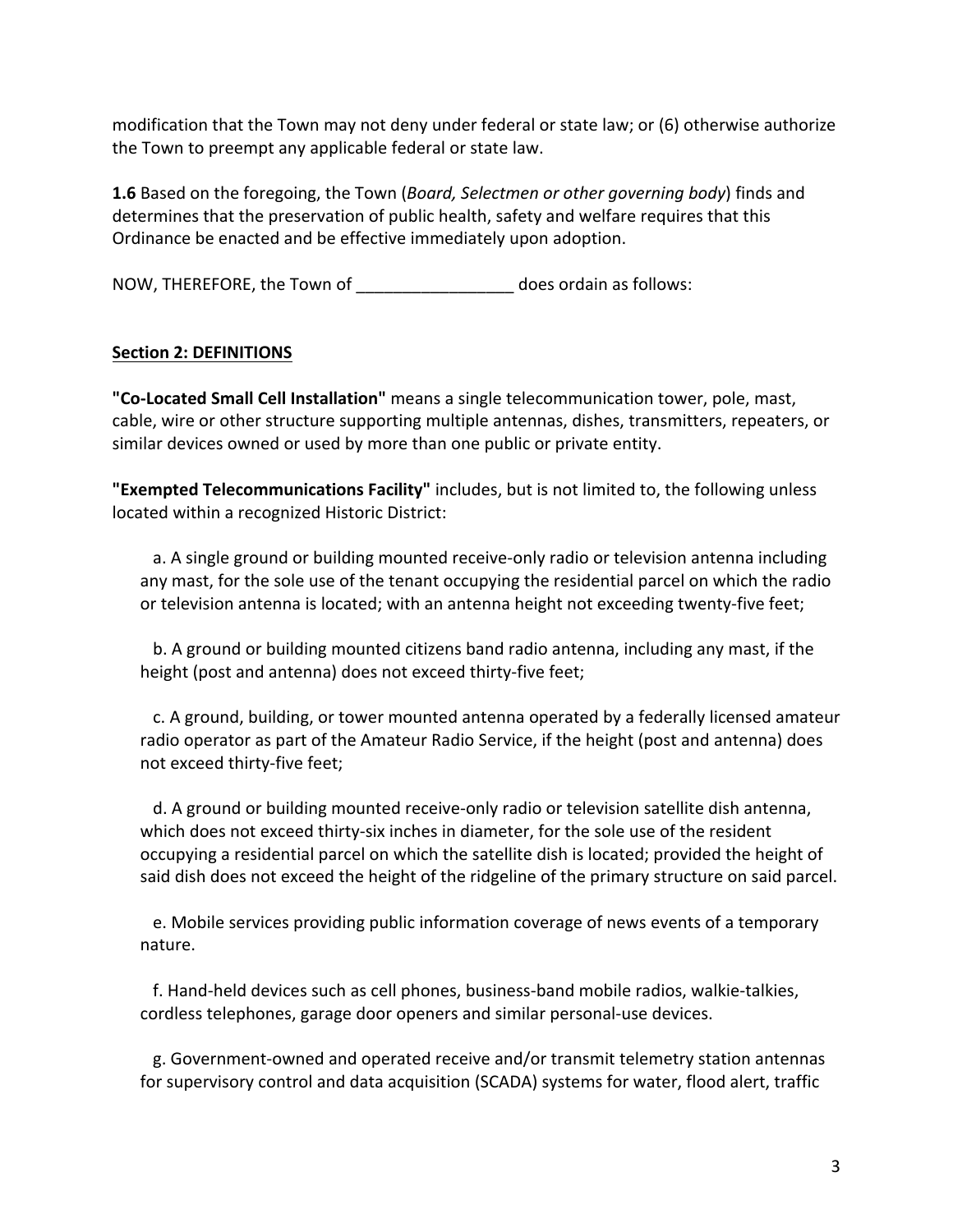modification that the Town may not deny under federal or state law; or (6) otherwise authorize the Town to preempt any applicable federal or state law.

**1.6** Based on the foregoing, the Town (*Board, Selectmen or other governing body*) finds and determines that the preservation of public health, safety and welfare requires that this Ordinance be enacted and be effective immediately upon adoption.

NOW, THEREFORE, the Town of _________________ does ordain as follows:

## Section 2: DEFINITIONS

**"Co-Located Small Cell Installation"** means a single telecommunication tower, pole, mast, cable, wire or other structure supporting multiple antennas, dishes, transmitters, repeaters, or similar devices owned or used by more than one public or private entity.

**"Exempted Telecommunications Facility"** includes, but is not limited to, the following unless located within a recognized Historic District:

a. A single ground or building mounted receive-only radio or television antenna including any mast, for the sole use of the tenant occupying the residential parcel on which the radio or television antenna is located; with an antenna height not exceeding twenty-five feet;

b. A ground or building mounted citizens band radio antenna, including any mast, if the height (post and antenna) does not exceed thirty-five feet;

c. A ground, building, or tower mounted antenna operated by a federally licensed amateur radio operator as part of the Amateur Radio Service, if the height (post and antenna) does not exceed thirty-five feet;

d. A ground or building mounted receive-only radio or television satellite dish antenna, which does not exceed thirty-six inches in diameter, for the sole use of the resident occupying a residential parcel on which the satellite dish is located; provided the height of said dish does not exceed the height of the ridgeline of the primary structure on said parcel.

e. Mobile services providing public information coverage of news events of a temporary nature.

f. Hand-held devices such as cell phones, business-band mobile radios, walkie-talkies, cordless telephones, garage door openers and similar personal-use devices.

g. Government-owned and operated receive and/or transmit telemetry station antennas for supervisory control and data acquisition (SCADA) systems for water, flood alert, traffic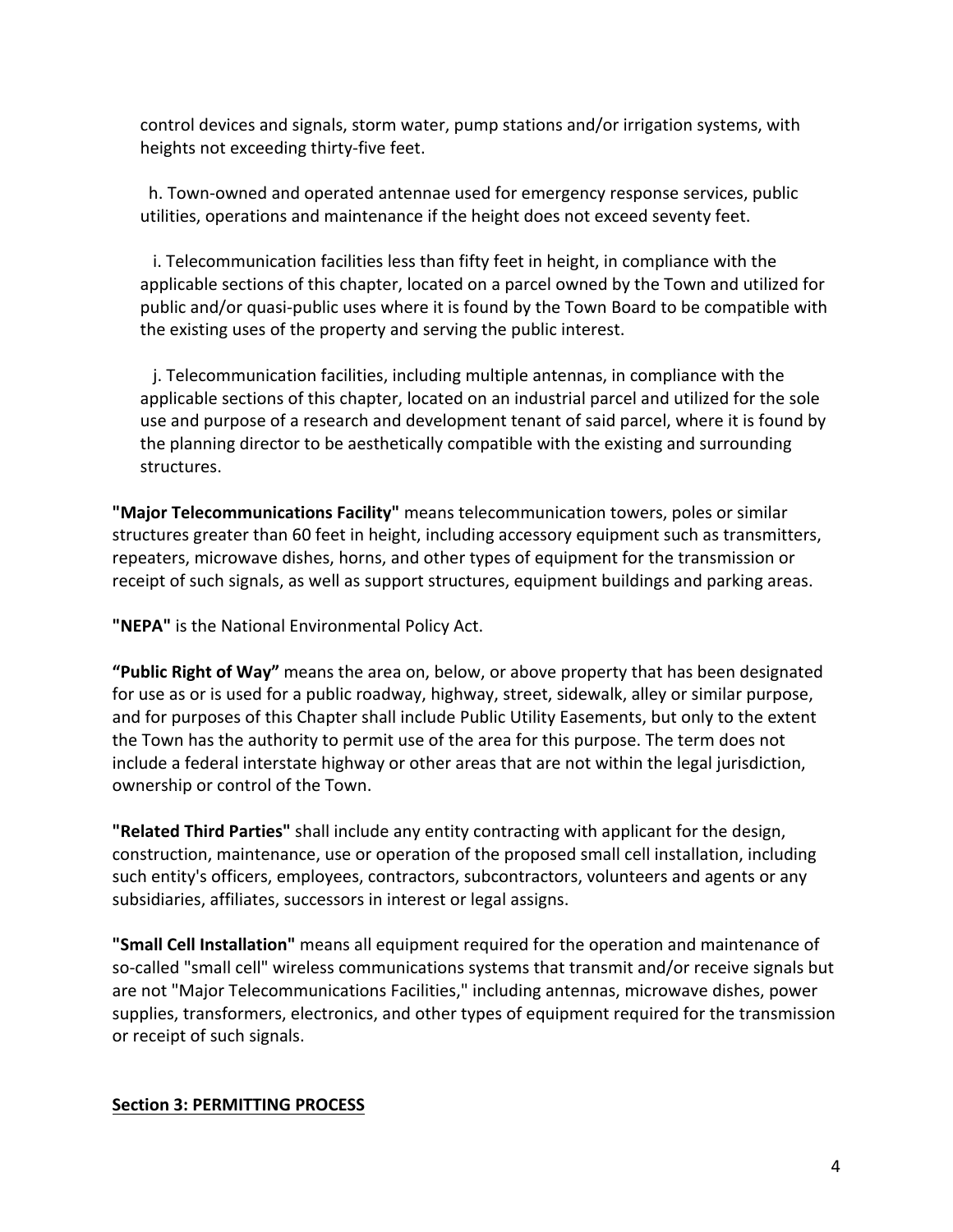control devices and signals, storm water, pump stations and/or irrigation systems, with heights not exceeding thirty-five feet.

h. Town-owned and operated antennae used for emergency response services, public utilities, operations and maintenance if the height does not exceed seventy feet.

i. Telecommunication facilities less than fifty feet in height, in compliance with the applicable sections of this chapter, located on a parcel owned by the Town and utilized for public and/or quasi-public uses where it is found by the Town Board to be compatible with the existing uses of the property and serving the public interest.

j. Telecommunication facilities, including multiple antennas, in compliance with the applicable sections of this chapter, located on an industrial parcel and utilized for the sole use and purpose of a research and development tenant of said parcel, where it is found by the planning director to be aesthetically compatible with the existing and surrounding structures.

**"Major Telecommunications Facility"** means telecommunication towers, poles or similar structures greater than 60 feet in height, including accessory equipment such as transmitters, repeaters, microwave dishes, horns, and other types of equipment for the transmission or receipt of such signals, as well as support structures, equipment buildings and parking areas.

**"NEPA"** is the National Environmental Policy Act.

**"Public Right of Way"** means the area on, below, or above property that has been designated for use as or is used for a public roadway, highway, street, sidewalk, alley or similar purpose, and for purposes of this Chapter shall include Public Utility Easements, but only to the extent the Town has the authority to permit use of the area for this purpose. The term does not include a federal interstate highway or other areas that are not within the legal jurisdiction, ownership or control of the Town.

**"Related Third Parties"** shall include any entity contracting with applicant for the design, construction, maintenance, use or operation of the proposed small cell installation, including such entity's officers, employees, contractors, subcontractors, volunteers and agents or any subsidiaries, affiliates, successors in interest or legal assigns.

**"Small Cell Installation"** means all equipment required for the operation and maintenance of so-called "small cell" wireless communications systems that transmit and/or receive signals but are not "Major Telecommunications Facilities," including antennas, microwave dishes, power supplies, transformers, electronics, and other types of equipment required for the transmission or receipt of such signals.

## Section 3: PERMITTING PROCESS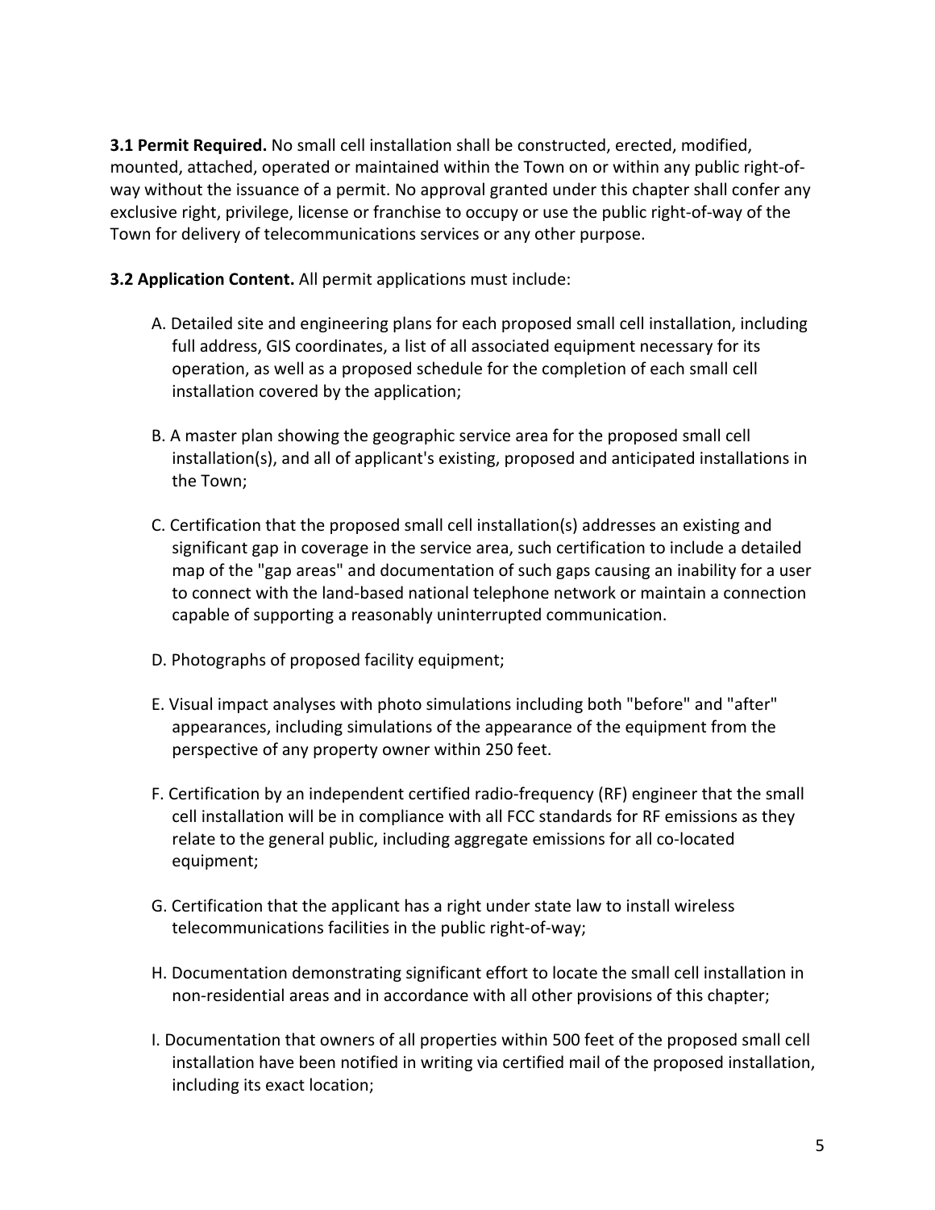**3.1 Permit Required.** No small cell installation shall be constructed, erected, modified, mounted, attached, operated or maintained within the Town on or within any public right-of-way without the issuance of a permit. No approval granted under this chapter shall confer any exclusive right, privilege, license or franchise to occupy or use the public right-of-way of the Town for delivery of telecommunications services or any other purpose.

**3.2 Application Content.** All permit applications must include:

A. Detailed site and engineering plans for each proposed small cell installation, including full address, GIS coordinates, a list of all associated equipment necessary for its operation, as well as a proposed schedule for the completion of each small cell installation covered by the application;

B. A master plan showing the geographic service area for the proposed small cell installation(s), and all of applicant's existing, proposed and anticipated installations in the Town;

C. Certification that the proposed small cell installation(s) addresses an existing and significant gap in coverage in the service area, such certification to include a detailed map of the "gap areas" and documentation of such gaps causing an inability for a user to connect with the land-based national telephone network or maintain a connection capable of supporting a reasonably uninterrupted communication.

D. Photographs of proposed facility equipment;

E. Visual impact analyses with photo simulations including both "before" and "after" appearances, including simulations of the appearance of the equipment from the perspective of any property owner within 250 feet.

F. Certification by an independent certified radio-frequency (RF) engineer that the small cell installation will be in compliance with all FCC standards for RF emissions as they relate to the general public, including aggregate emissions for all co-located equipment;

G. Certification that the applicant has a right under state law to install wireless telecommunications facilities in the public right-of-way;

H. Documentation demonstrating significant effort to locate the small cell installation in non-residential areas and in accordance with all other provisions of this chapter;

I. Documentation that owners of all properties within 500 feet of the proposed small cell installation have been notified in writing via certified mail of the proposed installation, including its exact location;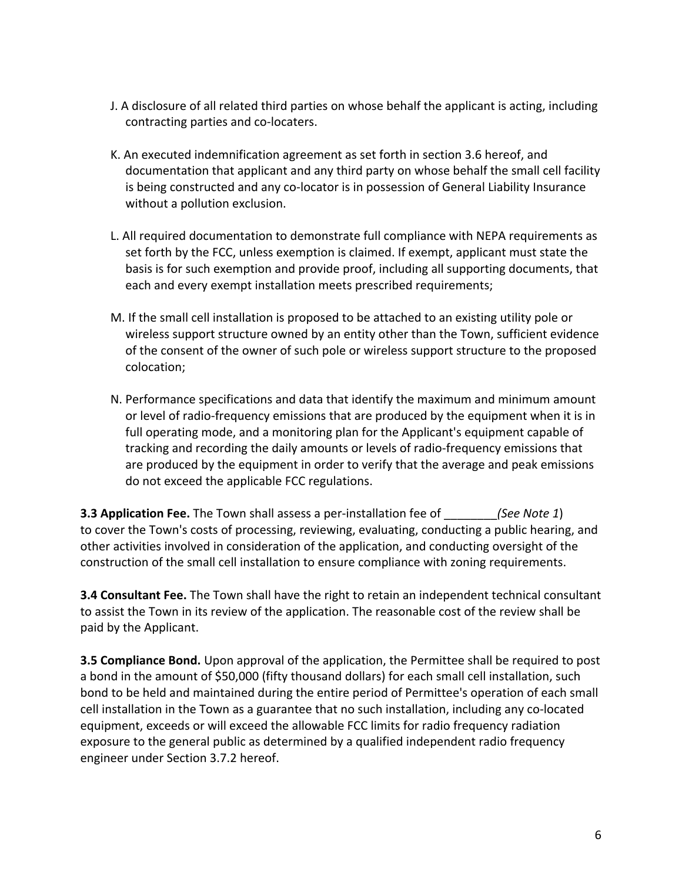J. A disclosure of all related third parties on whose behalf the applicant is acting, including contracting parties and co-locaters.

K. An executed indemnification agreement as set forth in section 3.6 hereof, and documentation that applicant and any third party on whose behalf the small cell facility is being constructed and any co-locator is in possession of General Liability Insurance without a pollution exclusion.

L. All required documentation to demonstrate full compliance with NEPA requirements as set forth by the FCC, unless exemption is claimed. If exempt, applicant must state the basis is for such exemption and provide proof, including all supporting documents, that each and every exempt installation meets prescribed requirements;

M. If the small cell installation is proposed to be attached to an existing utility pole or wireless support structure owned by an entity other than the Town, sufficient evidence of the consent of the owner of such pole or wireless support structure to the proposed colocation;

N. Performance specifications and data that identify the maximum and minimum amount or level of radio-frequency emissions that are produced by the equipment when it is in full operating mode, and a monitoring plan for the Applicant's equipment capable of tracking and recording the daily amounts or levels of radio-frequency emissions that are produced by the equipment in order to verify that the average and peak emissions do not exceed the applicable FCC regulations.

**3.3 Application Fee.** The Town shall assess a per-installation fee of ________*(See Note 1*) to cover the Town's costs of processing, reviewing, evaluating, conducting a public hearing, and other activities involved in consideration of the application, and conducting oversight of the construction of the small cell installation to ensure compliance with zoning requirements.

**3.4 Consultant Fee.** The Town shall have the right to retain an independent technical consultant to assist the Town in its review of the application. The reasonable cost of the review shall be paid by the Applicant.

**3.5 Compliance Bond.** Upon approval of the application, the Permittee shall be required to post a bond in the amount of $50,000 (fifty thousand dollars) for each small cell installation, such bond to be held and maintained during the entire period of Permittee's operation of each small cell installation in the Town as a guarantee that no such installation, including any co-located equipment, exceeds or will exceed the allowable FCC limits for radio frequency radiation exposure to the general public as determined by a qualified independent radio frequency engineer under Section 3.7.2 hereof.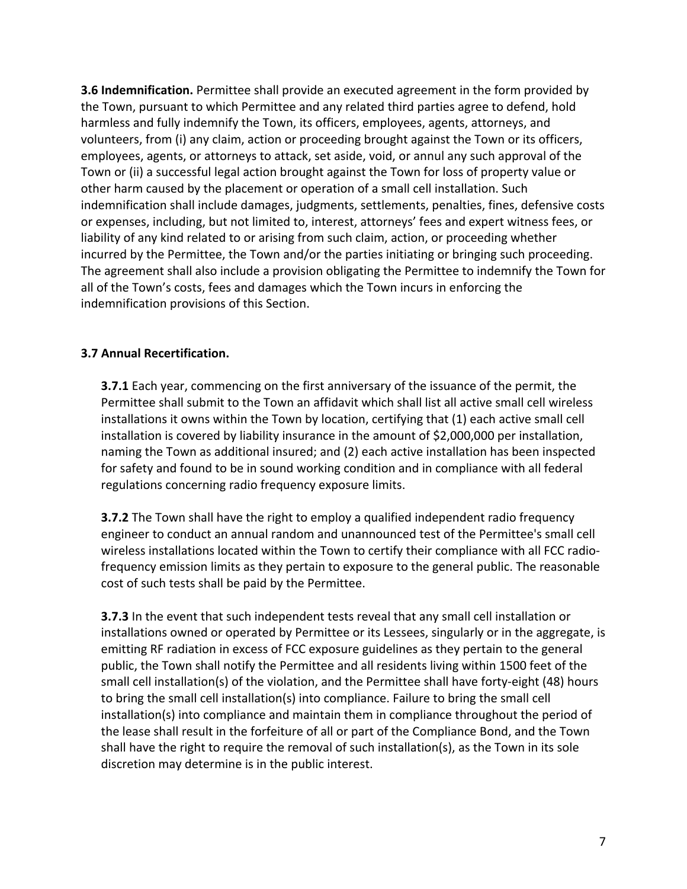**3.6 Indemnification.** Permittee shall provide an executed agreement in the form provided by the Town, pursuant to which Permittee and any related third parties agree to defend, hold harmless and fully indemnify the Town, its officers, employees, agents, attorneys, and volunteers, from (i) any claim, action or proceeding brought against the Town or its officers, employees, agents, or attorneys to attack, set aside, void, or annul any such approval of the Town or (ii) a successful legal action brought against the Town for loss of property value or other harm caused by the placement or operation of a small cell installation. Such indemnification shall include damages, judgments, settlements, penalties, fines, defensive costs or expenses, including, but not limited to, interest, attorneys' fees and expert witness fees, or liability of any kind related to or arising from such claim, action, or proceeding whether incurred by the Permittee, the Town and/or the parties initiating or bringing such proceeding. The agreement shall also include a provision obligating the Permittee to indemnify the Town for all of the Town's costs, fees and damages which the Town incurs in enforcing the indemnification provisions of this Section.

**3.7 Annual Recertification.**

**3.7.1** Each year, commencing on the first anniversary of the issuance of the permit, the Permittee shall submit to the Town an affidavit which shall list all active small cell wireless installations it owns within the Town by location, certifying that (1) each active small cell installation is covered by liability insurance in the amount of $2,000,000 per installation, naming the Town as additional insured; and (2) each active installation has been inspected for safety and found to be in sound working condition and in compliance with all federal regulations concerning radio frequency exposure limits.

**3.7.2** The Town shall have the right to employ a qualified independent radio frequency engineer to conduct an annual random and unannounced test of the Permittee's small cell wireless installations located within the Town to certify their compliance with all FCC radio-frequency emission limits as they pertain to exposure to the general public. The reasonable cost of such tests shall be paid by the Permittee.

**3.7.3** In the event that such independent tests reveal that any small cell installation or installations owned or operated by Permittee or its Lessees, singularly or in the aggregate, is emitting RF radiation in excess of FCC exposure guidelines as they pertain to the general public, the Town shall notify the Permittee and all residents living within 1500 feet of the small cell installation(s) of the violation, and the Permittee shall have forty-eight (48) hours to bring the small cell installation(s) into compliance. Failure to bring the small cell installation(s) into compliance and maintain them in compliance throughout the period of the lease shall result in the forfeiture of all or part of the Compliance Bond, and the Town shall have the right to require the removal of such installation(s), as the Town in its sole discretion may determine is in the public interest.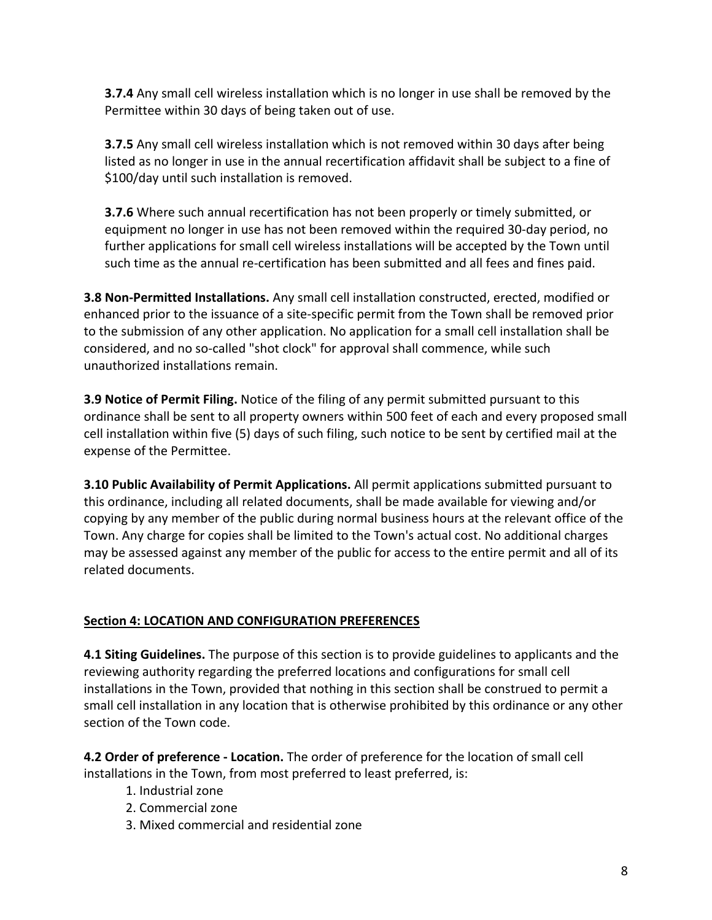**3.7.4** Any small cell wireless installation which is no longer in use shall be removed by the Permittee within 30 days of being taken out of use.

**3.7.5** Any small cell wireless installation which is not removed within 30 days after being listed as no longer in use in the annual recertification affidavit shall be subject to a fine of $100/day until such installation is removed.

**3.7.6** Where such annual recertification has not been properly or timely submitted, or equipment no longer in use has not been removed within the required 30-day period, no further applications for small cell wireless installations will be accepted by the Town until such time as the annual re-certification has been submitted and all fees and fines paid.

**3.8 Non-Permitted Installations.** Any small cell installation constructed, erected, modified or enhanced prior to the issuance of a site-specific permit from the Town shall be removed prior to the submission of any other application. No application for a small cell installation shall be considered, and no so-called "shot clock" for approval shall commence, while such unauthorized installations remain.

**3.9 Notice of Permit Filing.** Notice of the filing of any permit submitted pursuant to this ordinance shall be sent to all property owners within 500 feet of each and every proposed small cell installation within five (5) days of such filing, such notice to be sent by certified mail at the expense of the Permittee.

**3.10 Public Availability of Permit Applications.** All permit applications submitted pursuant to this ordinance, including all related documents, shall be made available for viewing and/or copying by any member of the public during normal business hours at the relevant office of the Town. Any charge for copies shall be limited to the Town's actual cost. No additional charges may be assessed against any member of the public for access to the entire permit and all of its related documents.

## Section 4: LOCATION AND CONFIGURATION PREFERENCES

**4.1 Siting Guidelines.** The purpose of this section is to provide guidelines to applicants and the reviewing authority regarding the preferred locations and configurations for small cell installations in the Town, provided that nothing in this section shall be construed to permit a small cell installation in any location that is otherwise prohibited by this ordinance or any other section of the Town code.

**4.2 Order of preference - Location.** The order of preference for the location of small cell installations in the Town, from most preferred to least preferred, is:

1. Industrial zone
2. Commercial zone
3. Mixed commercial and residential zone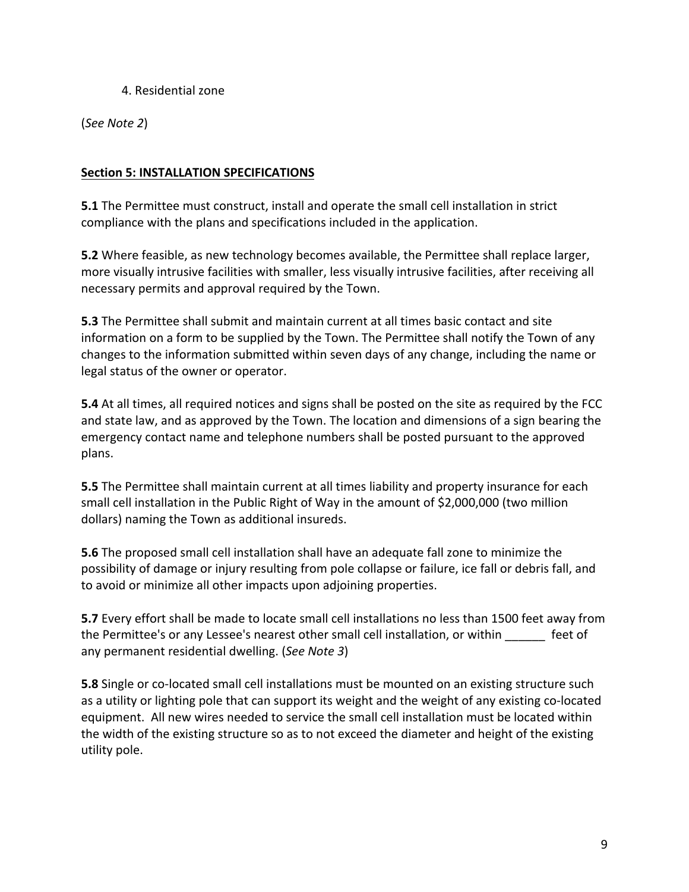4. Residential zone

(*See Note 2*)

**Section 5: INSTALLATION SPECIFICATIONS**

**5.1** The Permittee must construct, install and operate the small cell installation in strict compliance with the plans and specifications included in the application.

**5.2** Where feasible, as new technology becomes available, the Permittee shall replace larger, more visually intrusive facilities with smaller, less visually intrusive facilities, after receiving all necessary permits and approval required by the Town.

**5.3** The Permittee shall submit and maintain current at all times basic contact and site information on a form to be supplied by the Town. The Permittee shall notify the Town of any changes to the information submitted within seven days of any change, including the name or legal status of the owner or operator.

**5.4** At all times, all required notices and signs shall be posted on the site as required by the FCC and state law, and as approved by the Town. The location and dimensions of a sign bearing the emergency contact name and telephone numbers shall be posted pursuant to the approved plans.

**5.5** The Permittee shall maintain current at all times liability and property insurance for each small cell installation in the Public Right of Way in the amount of $2,000,000 (two million dollars) naming the Town as additional insureds.

**5.6** The proposed small cell installation shall have an adequate fall zone to minimize the possibility of damage or injury resulting from pole collapse or failure, ice fall or debris fall, and to avoid or minimize all other impacts upon adjoining properties.

**5.7** Every effort shall be made to locate small cell installations no less than 1500 feet away from the Permittee's or any Lessee's nearest other small cell installation, or within ______ feet of any permanent residential dwelling. (*See Note 3*)

**5.8** Single or co-located small cell installations must be mounted on an existing structure such as a utility or lighting pole that can support its weight and the weight of any existing co-located equipment. All new wires needed to service the small cell installation must be located within the width of the existing structure so as to not exceed the diameter and height of the existing utility pole.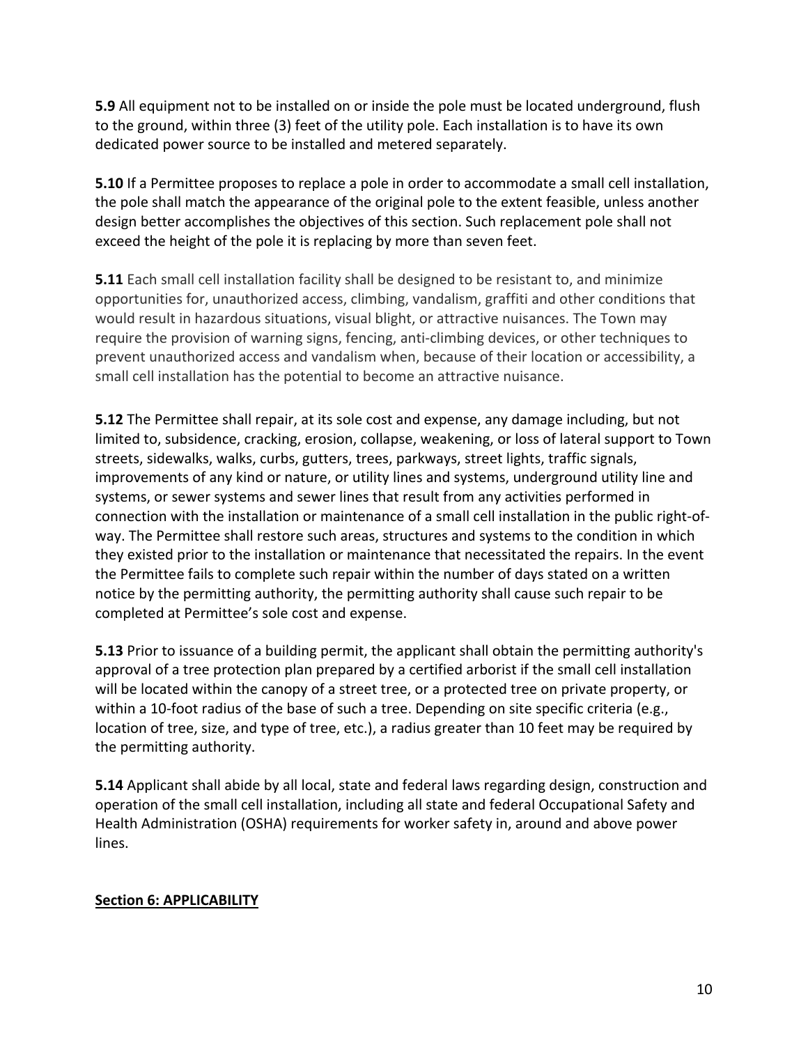**5.9** All equipment not to be installed on or inside the pole must be located underground, flush to the ground, within three (3) feet of the utility pole. Each installation is to have its own dedicated power source to be installed and metered separately.

**5.10** If a Permittee proposes to replace a pole in order to accommodate a small cell installation, the pole shall match the appearance of the original pole to the extent feasible, unless another design better accomplishes the objectives of this section. Such replacement pole shall not exceed the height of the pole it is replacing by more than seven feet.

**5.11** Each small cell installation facility shall be designed to be resistant to, and minimize opportunities for, unauthorized access, climbing, vandalism, graffiti and other conditions that would result in hazardous situations, visual blight, or attractive nuisances. The Town may require the provision of warning signs, fencing, anti-climbing devices, or other techniques to prevent unauthorized access and vandalism when, because of their location or accessibility, a small cell installation has the potential to become an attractive nuisance.

**5.12** The Permittee shall repair, at its sole cost and expense, any damage including, but not limited to, subsidence, cracking, erosion, collapse, weakening, or loss of lateral support to Town streets, sidewalks, walks, curbs, gutters, trees, parkways, street lights, traffic signals, improvements of any kind or nature, or utility lines and systems, underground utility line and systems, or sewer systems and sewer lines that result from any activities performed in connection with the installation or maintenance of a small cell installation in the public right-of-way. The Permittee shall restore such areas, structures and systems to the condition in which they existed prior to the installation or maintenance that necessitated the repairs. In the event the Permittee fails to complete such repair within the number of days stated on a written notice by the permitting authority, the permitting authority shall cause such repair to be completed at Permittee's sole cost and expense.

**5.13** Prior to issuance of a building permit, the applicant shall obtain the permitting authority's approval of a tree protection plan prepared by a certified arborist if the small cell installation will be located within the canopy of a street tree, or a protected tree on private property, or within a 10-foot radius of the base of such a tree. Depending on site specific criteria (e.g., location of tree, size, and type of tree, etc.), a radius greater than 10 feet may be required by the permitting authority.

**5.14** Applicant shall abide by all local, state and federal laws regarding design, construction and operation of the small cell installation, including all state and federal Occupational Safety and Health Administration (OSHA) requirements for worker safety in, around and above power lines.

## Section 6: APPLICABILITY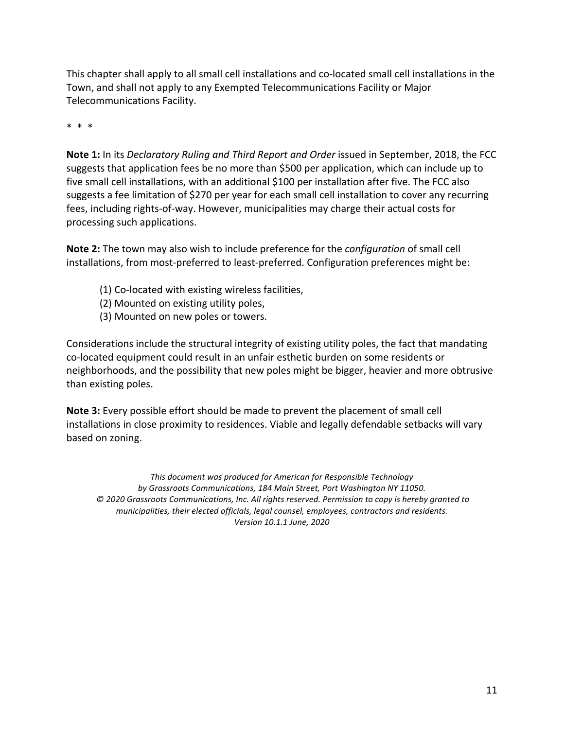This chapter shall apply to all small cell installations and co-located small cell installations in the Town, and shall not apply to any Exempted Telecommunications Facility or Major Telecommunications Facility.

\* \* \*

**Note 1:** In its *Declaratory Ruling and Third Report and Order* issued in September, 2018, the FCC suggests that application fees be no more than $500 per application, which can include up to five small cell installations, with an additional $100 per installation after five. The FCC also suggests a fee limitation of $270 per year for each small cell installation to cover any recurring fees, including rights-of-way. However, municipalities may charge their actual costs for processing such applications.

**Note 2:** The town may also wish to include preference for the *configuration* of small cell installations, from most-preferred to least-preferred. Configuration preferences might be:

(1) Co-located with existing wireless facilities,
(2) Mounted on existing utility poles,
(3) Mounted on new poles or towers.

Considerations include the structural integrity of existing utility poles, the fact that mandating co-located equipment could result in an unfair esthetic burden on some residents or neighborhoods, and the possibility that new poles might be bigger, heavier and more obtrusive than existing poles.

**Note 3:** Every possible effort should be made to prevent the placement of small cell installations in close proximity to residences. Viable and legally defendable setbacks will vary based on zoning.

*This document was produced for American for Responsible Technology by Grassroots Communications, 184 Main Street, Port Washington NY 11050.*
*© 2020 Grassroots Communications, Inc. All rights reserved. Permission to copy is hereby granted to municipalities, their elected officials, legal counsel, employees, contractors and residents.*
*Version 10.1.1 June, 2020*